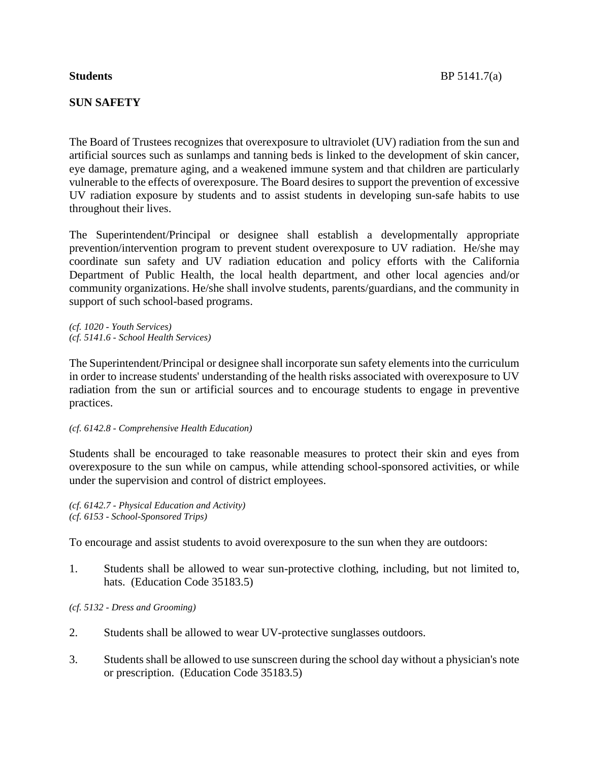**Students** BP 5141.7(a)

# SUN SAFETY

The Board of Trustees recognizes that overexposure to ultraviolet (UV) radiation from the sun and artificial sources such as sunlamps and tanning beds is linked to the development of skin cancer, eye damage, premature aging, and a weakened immune system and that children are particularly vulnerable to the effects of overexposure. The Board desires to support the prevention of excessive UV radiation exposure by students and to assist students in developing sun-safe habits to use throughout their lives.

The Superintendent/Principal or designee shall establish a developmentally appropriate prevention/intervention program to prevent student overexposure to UV radiation. He/she may coordinate sun safety and UV radiation education and policy efforts with the California Department of Public Health, the local health department, and other local agencies and/or community organizations. He/she shall involve students, parents/guardians, and the community in support of such school-based programs.

*(cf. 1020 - Youth Services)*
*(cf. 5141.6 - School Health Services)*

The Superintendent/Principal or designee shall incorporate sun safety elements into the curriculum in order to increase students' understanding of the health risks associated with overexposure to UV radiation from the sun or artificial sources and to encourage students to engage in preventive practices.

*(cf. 6142.8 - Comprehensive Health Education)*

Students shall be encouraged to take reasonable measures to protect their skin and eyes from overexposure to the sun while on campus, while attending school-sponsored activities, or while under the supervision and control of district employees.

*(cf. 6142.7 - Physical Education and Activity)*
*(cf. 6153 - School-Sponsored Trips)*

To encourage and assist students to avoid overexposure to the sun when they are outdoors:

1. Students shall be allowed to wear sun-protective clothing, including, but not limited to, hats. (Education Code 35183.5)

*(cf. 5132 - Dress and Grooming)*

2. Students shall be allowed to wear UV-protective sunglasses outdoors.

3. Students shall be allowed to use sunscreen during the school day without a physician's note or prescription. (Education Code 35183.5)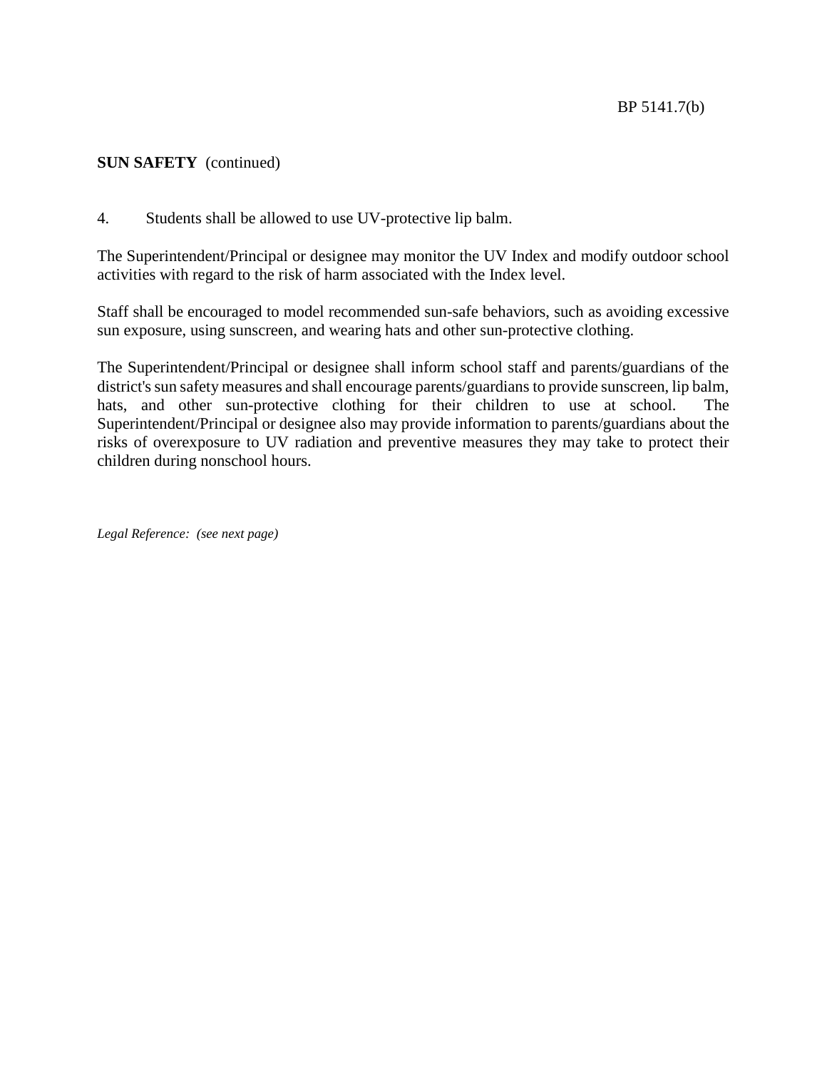**SUN SAFETY** (continued)

4. Students shall be allowed to use UV-protective lip balm.

The Superintendent/Principal or designee may monitor the UV Index and modify outdoor school activities with regard to the risk of harm associated with the Index level.

Staff shall be encouraged to model recommended sun-safe behaviors, such as avoiding excessive sun exposure, using sunscreen, and wearing hats and other sun-protective clothing.

The Superintendent/Principal or designee shall inform school staff and parents/guardians of the district's sun safety measures and shall encourage parents/guardians to provide sunscreen, lip balm, hats, and other sun-protective clothing for their children to use at school. The Superintendent/Principal or designee also may provide information to parents/guardians about the risks of overexposure to UV radiation and preventive measures they may take to protect their children during nonschool hours.

*Legal Reference: (see next page)*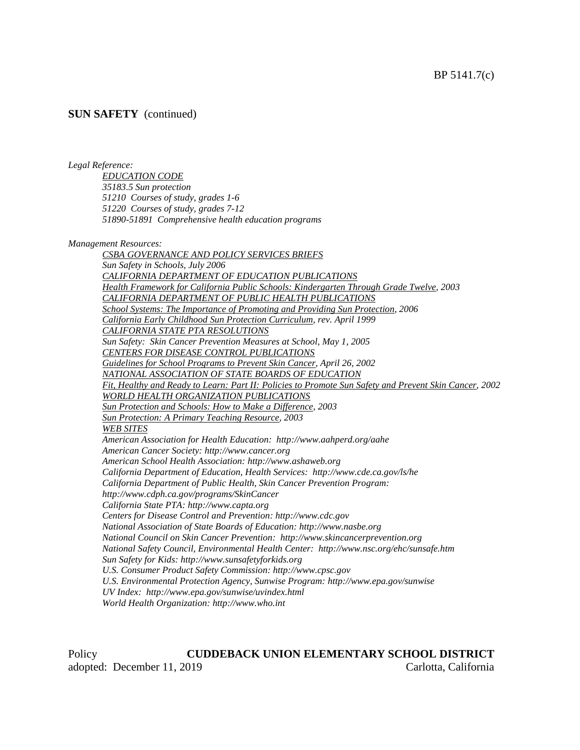**SUN SAFETY** (continued)

*Legal Reference:*

*EDUCATION CODE*
*35183.5 Sun protection*
*51210 Courses of study, grades 1-6*
*51220 Courses of study, grades 7-12*
*51890-51891 Comprehensive health education programs*

*Management Resources:*

*CSBA GOVERNANCE AND POLICY SERVICES BRIEFS*
*Sun Safety in Schools, July 2006*
*CALIFORNIA DEPARTMENT OF EDUCATION PUBLICATIONS*
*Health Framework for California Public Schools: Kindergarten Through Grade Twelve, 2003*
*CALIFORNIA DEPARTMENT OF PUBLIC HEALTH PUBLICATIONS*
*School Systems: The Importance of Promoting and Providing Sun Protection, 2006*
*California Early Childhood Sun Protection Curriculum, rev. April 1999*
*CALIFORNIA STATE PTA RESOLUTIONS*
*Sun Safety: Skin Cancer Prevention Measures at School, May 1, 2005*
*CENTERS FOR DISEASE CONTROL PUBLICATIONS*
*Guidelines for School Programs to Prevent Skin Cancer, April 26, 2002*
*NATIONAL ASSOCIATION OF STATE BOARDS OF EDUCATION*
*Fit, Healthy and Ready to Learn: Part II: Policies to Promote Sun Safety and Prevent Skin Cancer, 2002*
*WORLD HEALTH ORGANIZATION PUBLICATIONS*
*Sun Protection and Schools: How to Make a Difference, 2003*
*Sun Protection: A Primary Teaching Resource, 2003*
*WEB SITES*
*American Association for Health Education: http://www.aahperd.org/aahe*
*American Cancer Society: http://www.cancer.org*
*American School Health Association: http://www.ashaweb.org*
*California Department of Education, Health Services: http://www.cde.ca.gov/ls/he*
*California Department of Public Health, Skin Cancer Prevention Program: http://www.cdph.ca.gov/programs/SkinCancer*
*California State PTA: http://www.capta.org*
*Centers for Disease Control and Prevention: http://www.cdc.gov*
*National Association of State Boards of Education: http://www.nasbe.org*
*National Council on Skin Cancer Prevention: http://www.skincancerprevention.org*
*National Safety Council, Environmental Health Center: http://www.nsc.org/ehc/sunsafe.htm*
*Sun Safety for Kids: http://www.sunsafetyforkids.org*
*U.S. Consumer Product Safety Commission: http://www.cpsc.gov*
*U.S. Environmental Protection Agency, Sunwise Program: http://www.epa.gov/sunwise*
*UV Index: http://www.epa.gov/sunwise/uvindex.html*
*World Health Organization: http://www.who.int*

Policy **CUDDEBACK UNION ELEMENTARY SCHOOL DISTRICT**
adopted: December 11, 2019 Carlotta, California